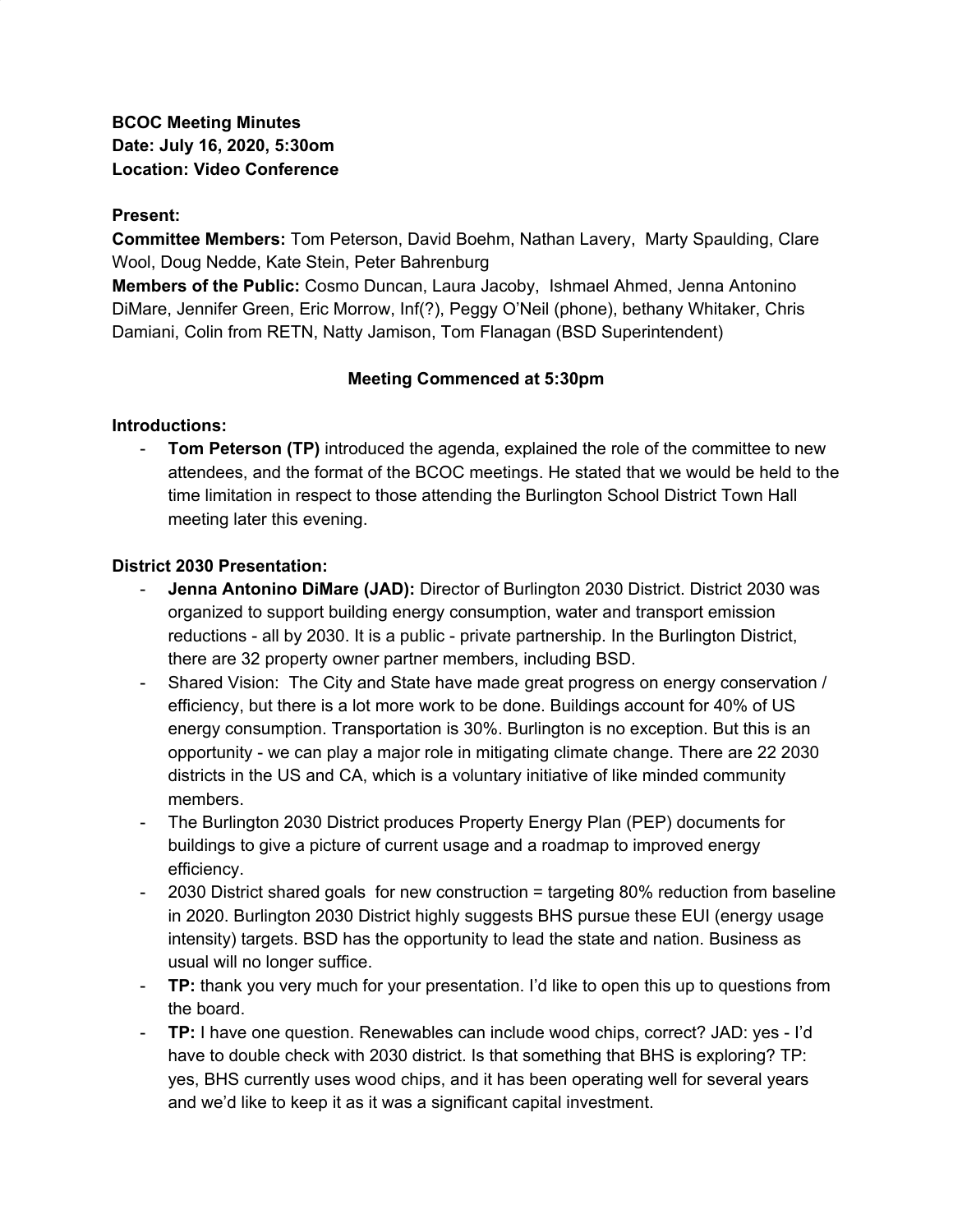**BCOC Meeting Minutes**
**Date: July 16, 2020, 5:30om**
**Location: Video Conference**

**Present:**
**Committee Members:** Tom Peterson, David Boehm, Nathan Lavery, Marty Spaulding, Clare Wool, Doug Nedde, Kate Stein, Peter Bahrenburg
**Members of the Public:** Cosmo Duncan, Laura Jacoby, Ishmael Ahmed, Jenna Antonino DiMare, Jennifer Green, Eric Morrow, Inf(?), Peggy O'Neil (phone), bethany Whitaker, Chris Damiani, Colin from RETN, Natty Jamison, Tom Flanagan (BSD Superintendent)

**Meeting Commenced at 5:30pm**

**Introductions:**

- **Tom Peterson (TP)** introduced the agenda, explained the role of the committee to new attendees, and the format of the BCOC meetings. He stated that we would be held to the time limitation in respect to those attending the Burlington School District Town Hall meeting later this evening.

**District 2030 Presentation:**

- **Jenna Antonino DiMare (JAD):** Director of Burlington 2030 District. District 2030 was organized to support building energy consumption, water and transport emission reductions - all by 2030. It is a public - private partnership. In the Burlington District, there are 32 property owner partner members, including BSD.
- Shared Vision: The City and State have made great progress on energy conservation / efficiency, but there is a lot more work to be done. Buildings account for 40% of US energy consumption. Transportation is 30%. Burlington is no exception. But this is an opportunity - we can play a major role in mitigating climate change. There are 22 2030 districts in the US and CA, which is a voluntary initiative of like minded community members.
- The Burlington 2030 District produces Property Energy Plan (PEP) documents for buildings to give a picture of current usage and a roadmap to improved energy efficiency.
- 2030 District shared goals for new construction = targeting 80% reduction from baseline in 2020. Burlington 2030 District highly suggests BHS pursue these EUI (energy usage intensity) targets. BSD has the opportunity to lead the state and nation. Business as usual will no longer suffice.
- **TP:** thank you very much for your presentation. I'd like to open this up to questions from the board.
- **TP:** I have one question. Renewables can include wood chips, correct? JAD: yes - I'd have to double check with 2030 district. Is that something that BHS is exploring? TP: yes, BHS currently uses wood chips, and it has been operating well for several years and we'd like to keep it as it was a significant capital investment.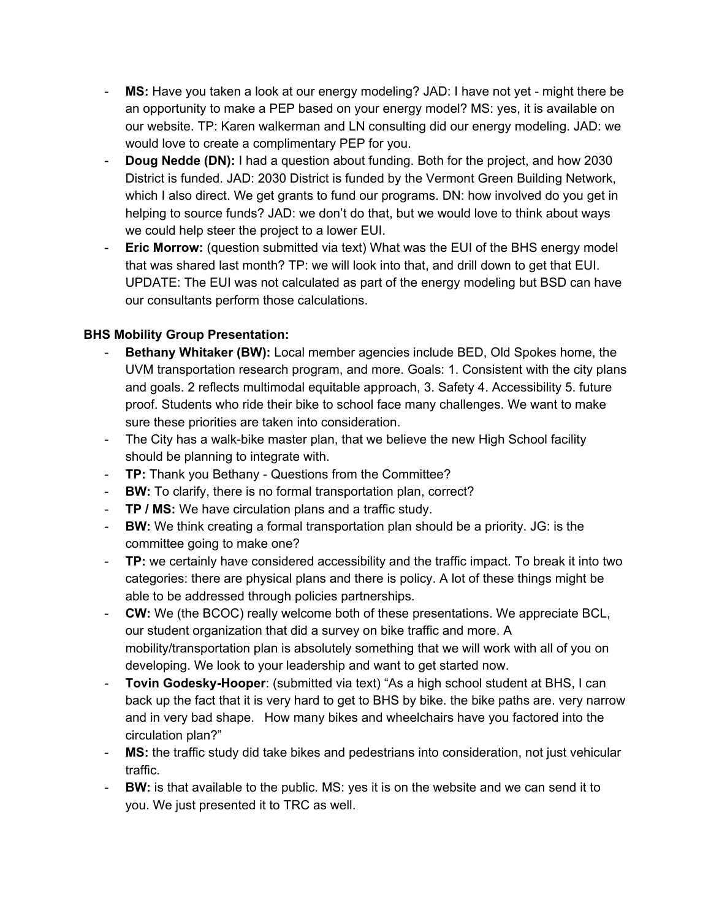- **MS:** Have you taken a look at our energy modeling? JAD: I have not yet - might there be an opportunity to make a PEP based on your energy model? MS: yes, it is available on our website. TP: Karen walkerman and LN consulting did our energy modeling. JAD: we would love to create a complimentary PEP for you.
- **Doug Nedde (DN):** I had a question about funding. Both for the project, and how 2030 District is funded. JAD: 2030 District is funded by the Vermont Green Building Network, which I also direct. We get grants to fund our programs. DN: how involved do you get in helping to source funds? JAD: we don't do that, but we would love to think about ways we could help steer the project to a lower EUI.
- **Eric Morrow:** (question submitted via text) What was the EUI of the BHS energy model that was shared last month? TP: we will look into that, and drill down to get that EUI. UPDATE: The EUI was not calculated as part of the energy modeling but BSD can have our consultants perform those calculations.

**BHS Mobility Group Presentation:**

- **Bethany Whitaker (BW):** Local member agencies include BED, Old Spokes home, the UVM transportation research program, and more. Goals: 1. Consistent with the city plans and goals. 2 reflects multimodal equitable approach, 3. Safety 4. Accessibility 5. future proof. Students who ride their bike to school face many challenges. We want to make sure these priorities are taken into consideration.
- The City has a walk-bike master plan, that we believe the new High School facility should be planning to integrate with.
- **TP:** Thank you Bethany - Questions from the Committee?
- **BW:** To clarify, there is no formal transportation plan, correct?
- **TP / MS:** We have circulation plans and a traffic study.
- **BW:** We think creating a formal transportation plan should be a priority. JG: is the committee going to make one?
- **TP:** we certainly have considered accessibility and the traffic impact. To break it into two categories: there are physical plans and there is policy. A lot of these things might be able to be addressed through policies partnerships.
- **CW:** We (the BCOC) really welcome both of these presentations. We appreciate BCL, our student organization that did a survey on bike traffic and more. A mobility/transportation plan is absolutely something that we will work with all of you on developing. We look to your leadership and want to get started now.
- **Tovin Godesky-Hooper**: (submitted via text) "As a high school student at BHS, I can back up the fact that it is very hard to get to BHS by bike. the bike paths are. very narrow and in very bad shape. How many bikes and wheelchairs have you factored into the circulation plan?"
- **MS:** the traffic study did take bikes and pedestrians into consideration, not just vehicular traffic.
- **BW:** is that available to the public. MS: yes it is on the website and we can send it to you. We just presented it to TRC as well.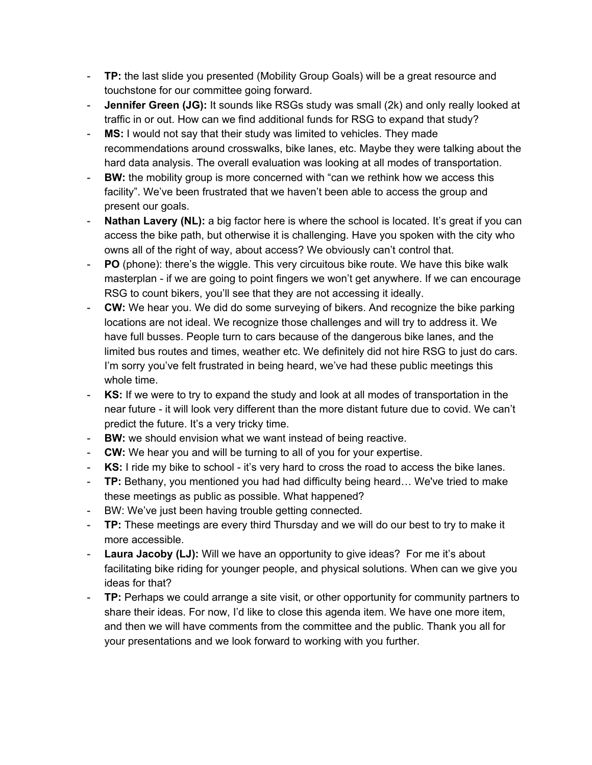- **TP:** the last slide you presented (Mobility Group Goals) will be a great resource and touchstone for our committee going forward.
- **Jennifer Green (JG):** It sounds like RSGs study was small (2k) and only really looked at traffic in or out. How can we find additional funds for RSG to expand that study?
- **MS:** I would not say that their study was limited to vehicles. They made recommendations around crosswalks, bike lanes, etc. Maybe they were talking about the hard data analysis. The overall evaluation was looking at all modes of transportation.
- **BW:** the mobility group is more concerned with "can we rethink how we access this facility". We've been frustrated that we haven't been able to access the group and present our goals.
- **Nathan Lavery (NL):** a big factor here is where the school is located. It's great if you can access the bike path, but otherwise it is challenging. Have you spoken with the city who owns all of the right of way, about access? We obviously can't control that.
- **PO** (phone): there's the wiggle. This very circuitous bike route. We have this bike walk masterplan - if we are going to point fingers we won't get anywhere. If we can encourage RSG to count bikers, you'll see that they are not accessing it ideally.
- **CW:** We hear you. We did do some surveying of bikers. And recognize the bike parking locations are not ideal. We recognize those challenges and will try to address it. We have full busses. People turn to cars because of the dangerous bike lanes, and the limited bus routes and times, weather etc. We definitely did not hire RSG to just do cars. I'm sorry you've felt frustrated in being heard, we've had these public meetings this whole time.
- **KS:** If we were to try to expand the study and look at all modes of transportation in the near future - it will look very different than the more distant future due to covid. We can't predict the future. It's a very tricky time.
- **BW:** we should envision what we want instead of being reactive.
- **CW:** We hear you and will be turning to all of you for your expertise.
- **KS:** I ride my bike to school - it's very hard to cross the road to access the bike lanes.
- **TP:** Bethany, you mentioned you had had difficulty being heard… We've tried to make these meetings as public as possible. What happened?
- BW: We've just been having trouble getting connected.
- **TP:** These meetings are every third Thursday and we will do our best to try to make it more accessible.
- **Laura Jacoby (LJ):** Will we have an opportunity to give ideas? For me it's about facilitating bike riding for younger people, and physical solutions. When can we give you ideas for that?
- **TP:** Perhaps we could arrange a site visit, or other opportunity for community partners to share their ideas. For now, I'd like to close this agenda item. We have one more item, and then we will have comments from the committee and the public. Thank you all for your presentations and we look forward to working with you further.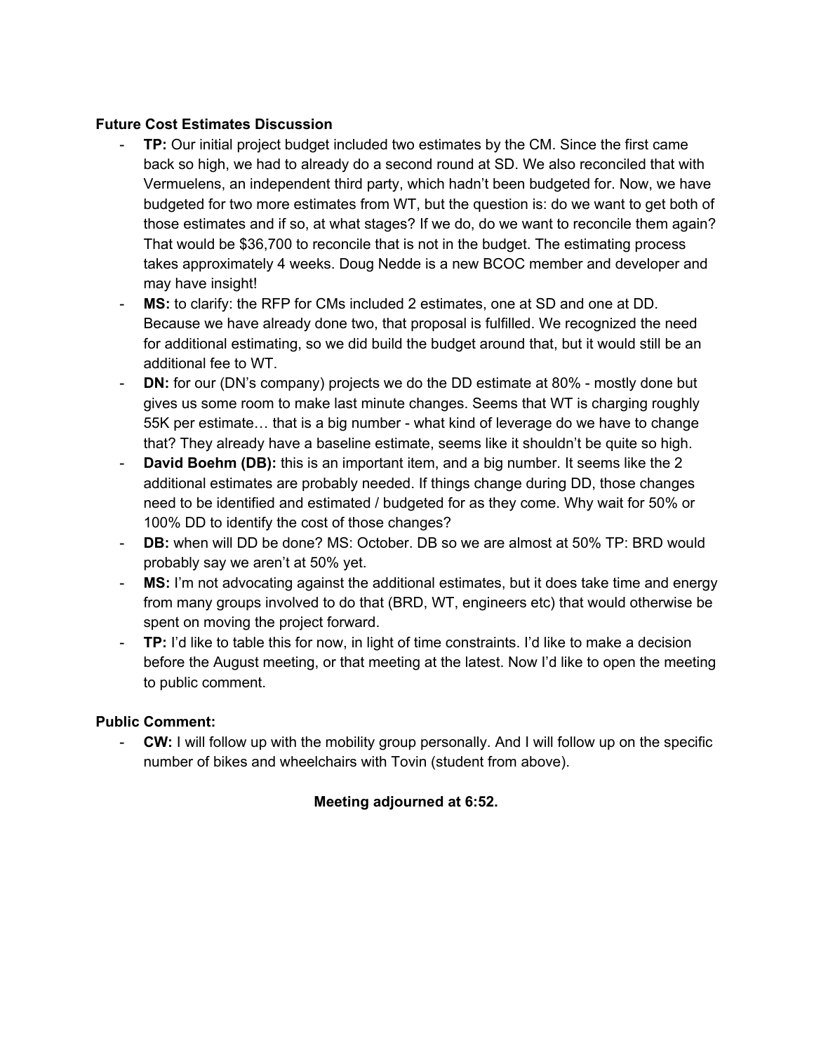**Future Cost Estimates Discussion**

- **TP:** Our initial project budget included two estimates by the CM. Since the first came back so high, we had to already do a second round at SD. We also reconciled that with Vermuelens, an independent third party, which hadn't been budgeted for. Now, we have budgeted for two more estimates from WT, but the question is: do we want to get both of those estimates and if so, at what stages? If we do, do we want to reconcile them again? That would be $36,700 to reconcile that is not in the budget. The estimating process takes approximately 4 weeks. Doug Nedde is a new BCOC member and developer and may have insight!
- **MS:** to clarify: the RFP for CMs included 2 estimates, one at SD and one at DD. Because we have already done two, that proposal is fulfilled. We recognized the need for additional estimating, so we did build the budget around that, but it would still be an additional fee to WT.
- **DN:** for our (DN's company) projects we do the DD estimate at 80% - mostly done but gives us some room to make last minute changes. Seems that WT is charging roughly 55K per estimate… that is a big number - what kind of leverage do we have to change that? They already have a baseline estimate, seems like it shouldn't be quite so high.
- **David Boehm (DB):** this is an important item, and a big number. It seems like the 2 additional estimates are probably needed. If things change during DD, those changes need to be identified and estimated / budgeted for as they come. Why wait for 50% or 100% DD to identify the cost of those changes?
- **DB:** when will DD be done? MS: October. DB so we are almost at 50% TP: BRD would probably say we aren't at 50% yet.
- **MS:** I'm not advocating against the additional estimates, but it does take time and energy from many groups involved to do that (BRD, WT, engineers etc) that would otherwise be spent on moving the project forward.
- **TP:** I'd like to table this for now, in light of time constraints. I'd like to make a decision before the August meeting, or that meeting at the latest. Now I'd like to open the meeting to public comment.

**Public Comment:**

- **CW:** I will follow up with the mobility group personally. And I will follow up on the specific number of bikes and wheelchairs with Tovin (student from above).

**Meeting adjourned at 6:52.**